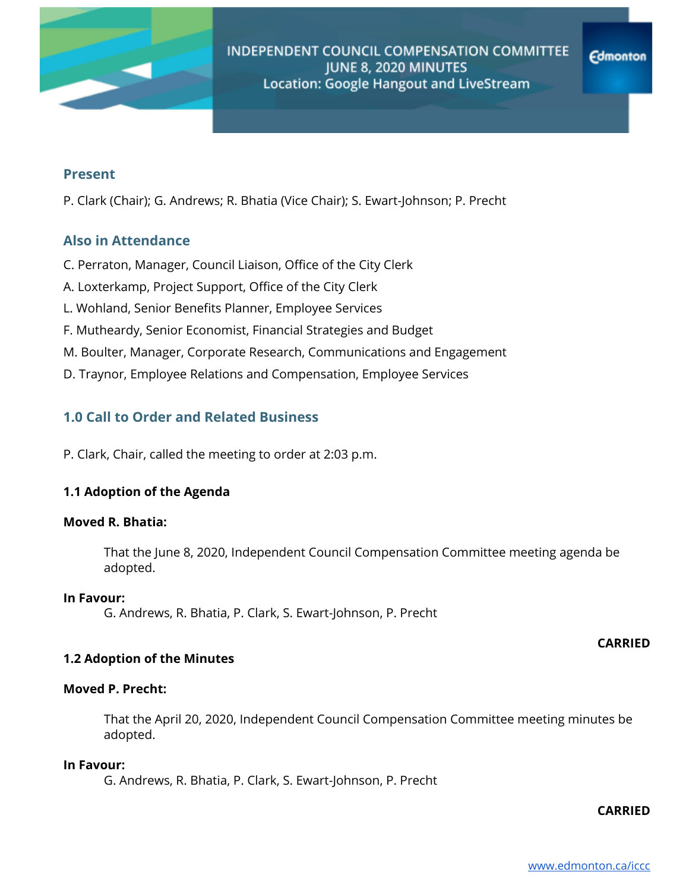# INDEPENDENT COUNCIL COMPENSATION COMMITTEE
# JUNE 8, 2020 MINUTES
Location: Google Hangout and LiveStream

## Present

P. Clark (Chair); G. Andrews; R. Bhatia (Vice Chair); S. Ewart-Johnson; P. Precht

## Also in Attendance

C. Perraton, Manager, Council Liaison, Office of the City Clerk

A. Loxterkamp, Project Support, Office of the City Clerk

L. Wohland, Senior Benefits Planner, Employee Services

F. Mutheardy, Senior Economist, Financial Strategies and Budget

M. Boulter, Manager, Corporate Research, Communications and Engagement

D. Traynor, Employee Relations and Compensation, Employee Services

## 1.0 Call to Order and Related Business

P. Clark, Chair, called the meeting to order at 2:03 p.m.

### 1.1 Adoption of the Agenda

**Moved R. Bhatia:**

> That the June 8, 2020, Independent Council Compensation Committee meeting agenda be adopted.

**In Favour:**
G. Andrews, R. Bhatia, P. Clark, S. Ewart-Johnson, P. Precht

**CARRIED**

### 1.2 Adoption of the Minutes

**Moved P. Precht:**

> That the April 20, 2020, Independent Council Compensation Committee meeting minutes be adopted.

**In Favour:**
G. Andrews, R. Bhatia, P. Clark, S. Ewart-Johnson, P. Precht

**CARRIED**

www.edmonton.ca/iccc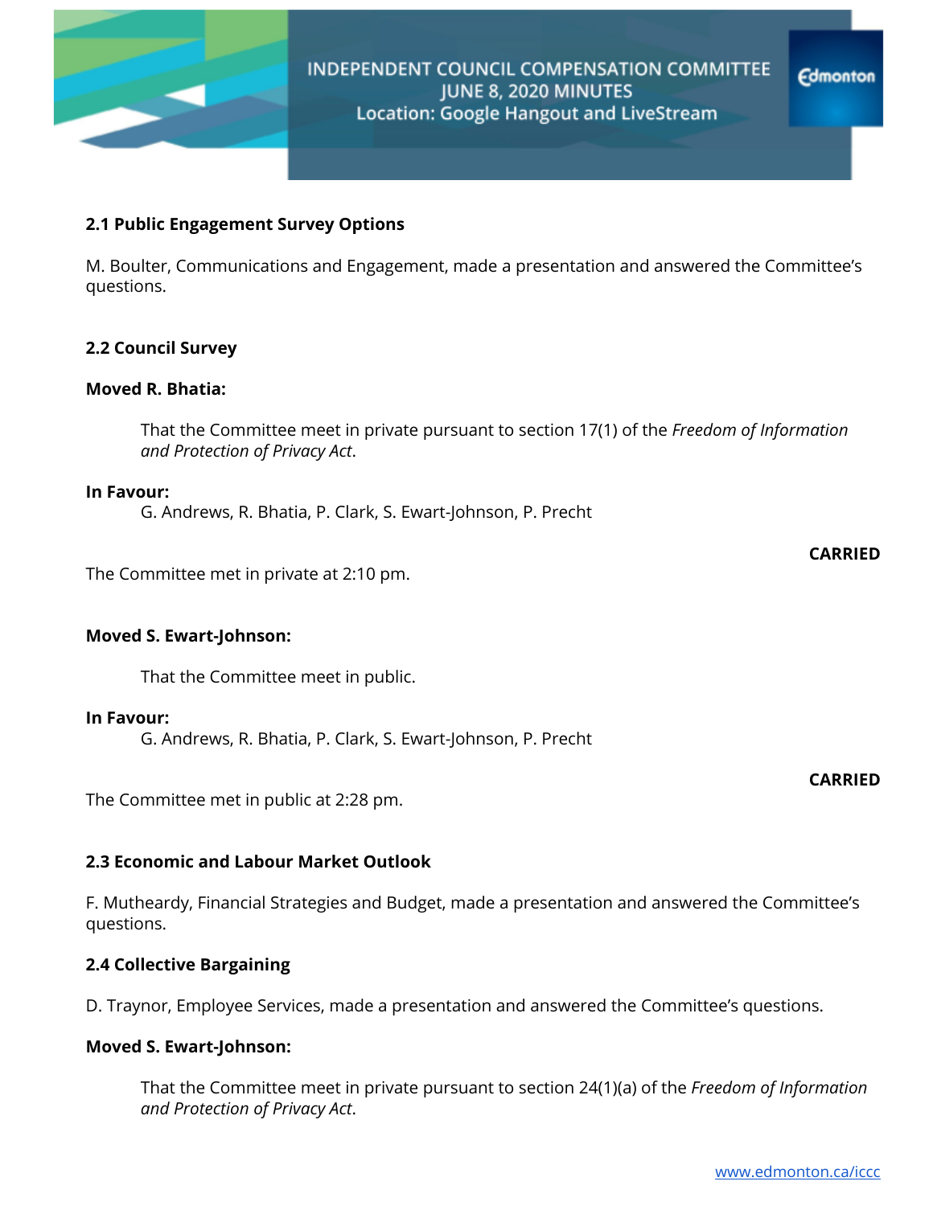### 2.1 Public Engagement Survey Options

M. Boulter, Communications and Engagement, made a presentation and answered the Committee's questions.

### 2.2 Council Survey

**Moved R. Bhatia:**

> That the Committee meet in private pursuant to section 17(1) of the *Freedom of Information and Protection of Privacy Act*.

**In Favour:**
G. Andrews, R. Bhatia, P. Clark, S. Ewart-Johnson, P. Precht

**CARRIED**

The Committee met in private at 2:10 pm.

**Moved S. Ewart-Johnson:**

> That the Committee meet in public.

**In Favour:**
G. Andrews, R. Bhatia, P. Clark, S. Ewart-Johnson, P. Precht

**CARRIED**

The Committee met in public at 2:28 pm.

### 2.3 Economic and Labour Market Outlook

F. Mutheardy, Financial Strategies and Budget, made a presentation and answered the Committee's questions.

### 2.4 Collective Bargaining

D. Traynor, Employee Services, made a presentation and answered the Committee's questions.

**Moved S. Ewart-Johnson:**

> That the Committee meet in private pursuant to section 24(1)(a) of the *Freedom of Information and Protection of Privacy Act*.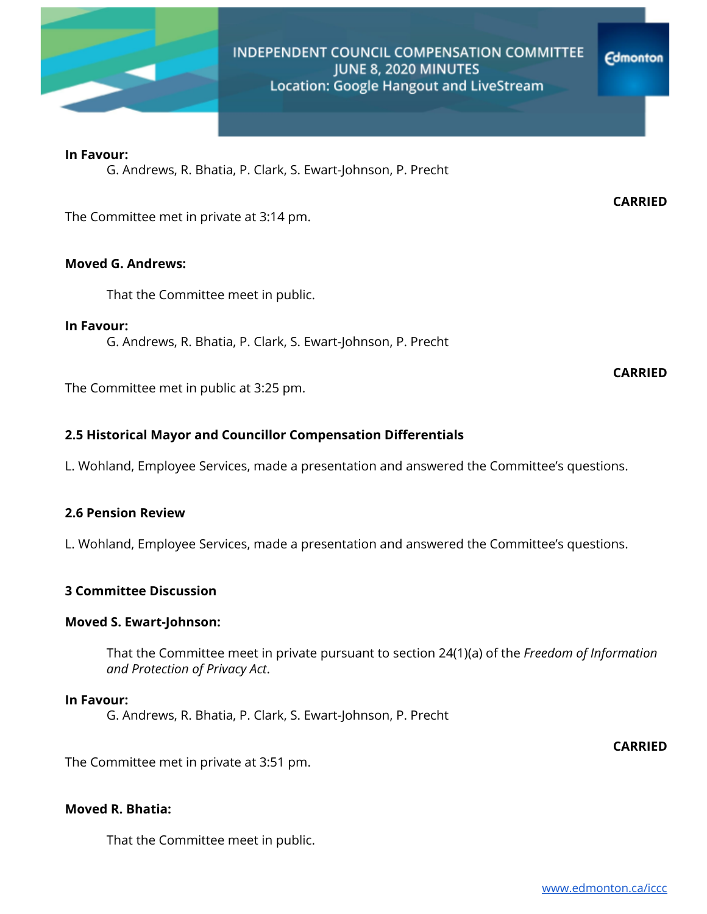**In Favour:**

G. Andrews, R. Bhatia, P. Clark, S. Ewart-Johnson, P. Precht

**CARRIED**

The Committee met in private at 3:14 pm.

**Moved G. Andrews:**

That the Committee meet in public.

**In Favour:**

G. Andrews, R. Bhatia, P. Clark, S. Ewart-Johnson, P. Precht

**CARRIED**

The Committee met in public at 3:25 pm.

### 2.5 Historical Mayor and Councillor Compensation Differentials

L. Wohland, Employee Services, made a presentation and answered the Committee's questions.

### 2.6 Pension Review

L. Wohland, Employee Services, made a presentation and answered the Committee's questions.

## 3 Committee Discussion

**Moved S. Ewart-Johnson:**

That the Committee meet in private pursuant to section 24(1)(a) of the *Freedom of Information and Protection of Privacy Act*.

**In Favour:**

G. Andrews, R. Bhatia, P. Clark, S. Ewart-Johnson, P. Precht

**CARRIED**

The Committee met in private at 3:51 pm.

**Moved R. Bhatia:**

That the Committee meet in public.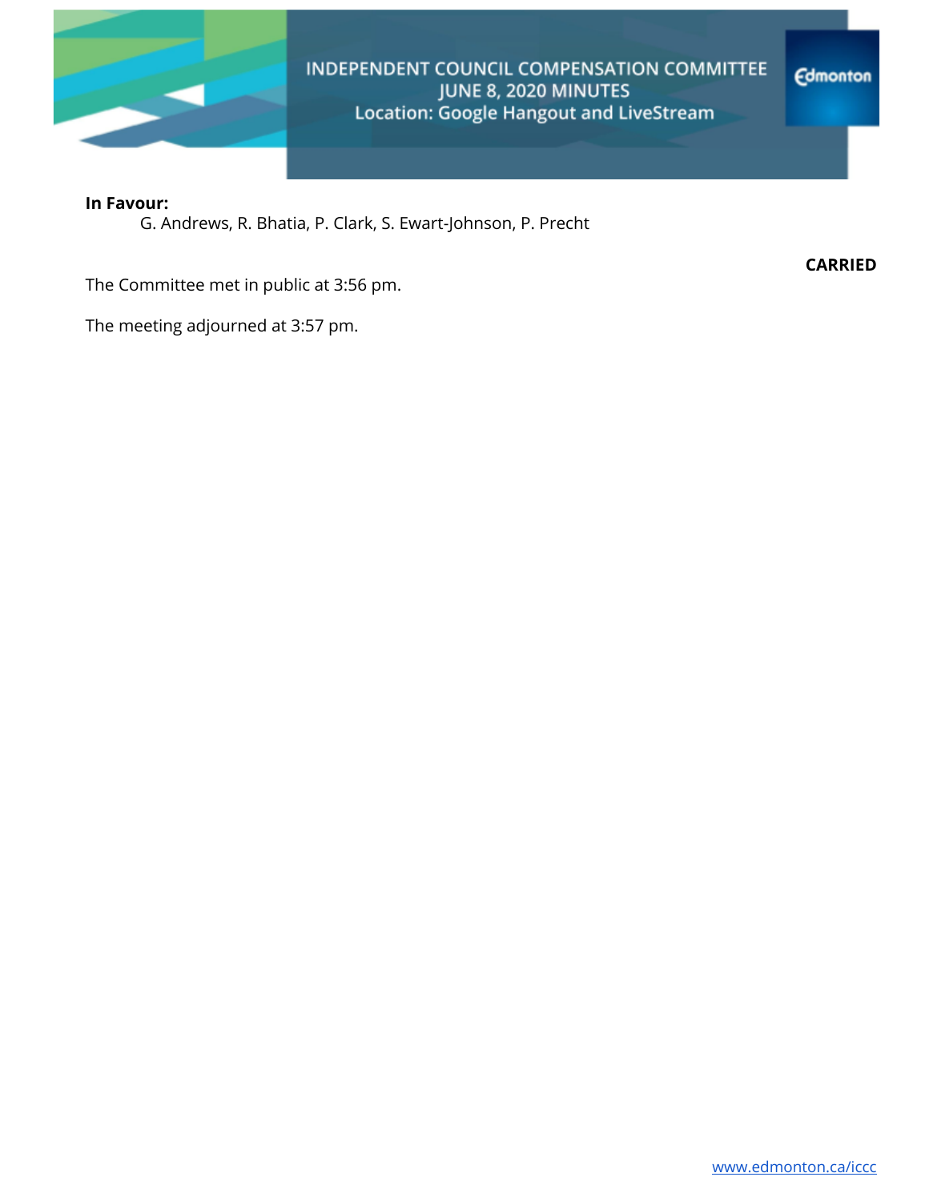**In Favour:**

G. Andrews, R. Bhatia, P. Clark, S. Ewart-Johnson, P. Precht

**CARRIED**

The Committee met in public at 3:56 pm.

The meeting adjourned at 3:57 pm.